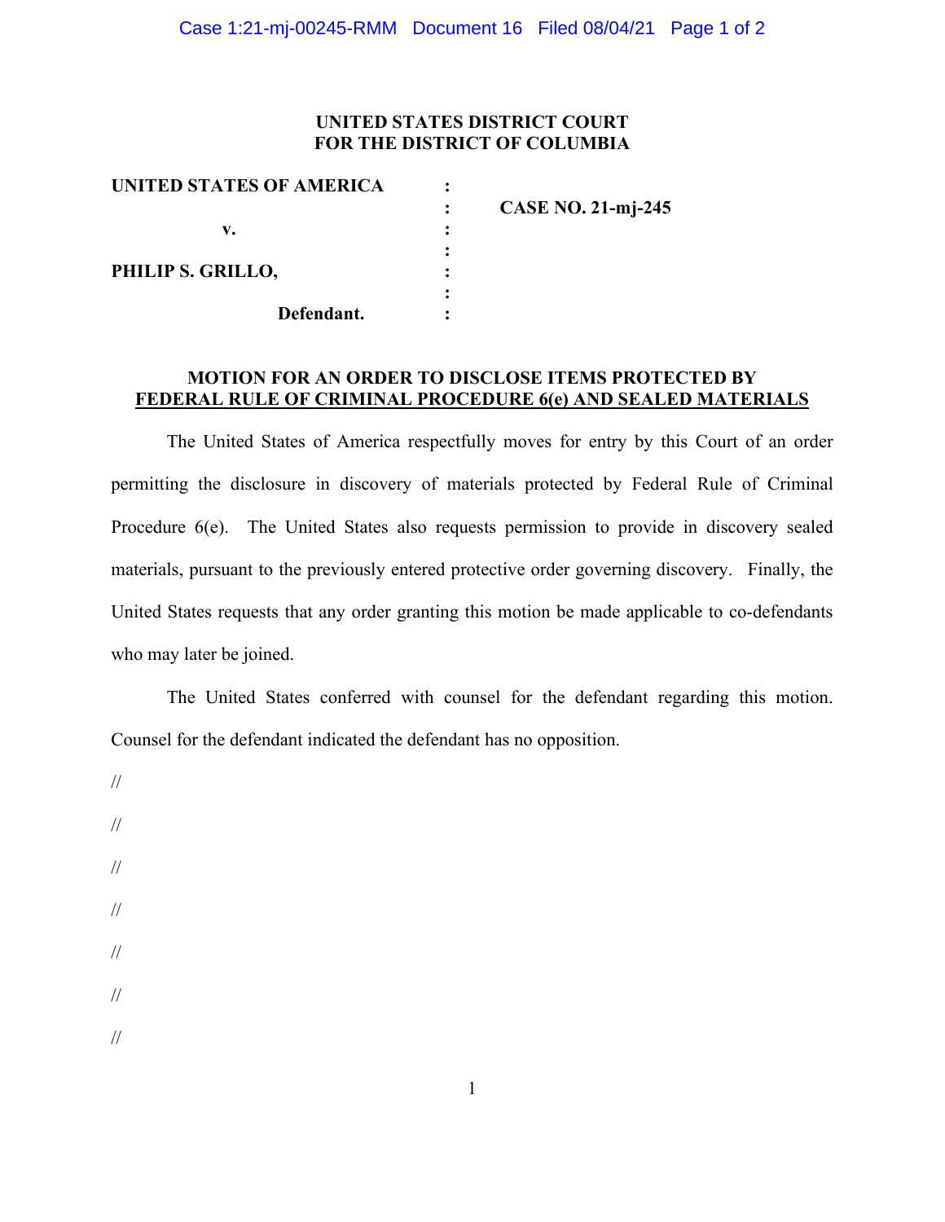**UNITED STATES DISTRICT COURT**
**FOR THE DISTRICT OF COLUMBIA**

| | | |
|---|---|---|
| **UNITED STATES OF AMERICA** | : | |
| | : | **CASE NO. 21-mj-245** |
| **v.** | : | |
| | : | |
| **PHILIP S. GRILLO,** | : | |
| | : | |
| **Defendant.** | : | |

**MOTION FOR AN ORDER TO DISCLOSE ITEMS PROTECTED BY**
**FEDERAL RULE OF CRIMINAL PROCEDURE 6(e) AND SEALED MATERIALS**

The United States of America respectfully moves for entry by this Court of an order permitting the disclosure in discovery of materials protected by Federal Rule of Criminal Procedure 6(e). The United States also requests permission to provide in discovery sealed materials, pursuant to the previously entered protective order governing discovery. Finally, the United States requests that any order granting this motion be made applicable to co-defendants who may later be joined.

The United States conferred with counsel for the defendant regarding this motion. Counsel for the defendant indicated the defendant has no opposition.

//

//

//

//

//

//

//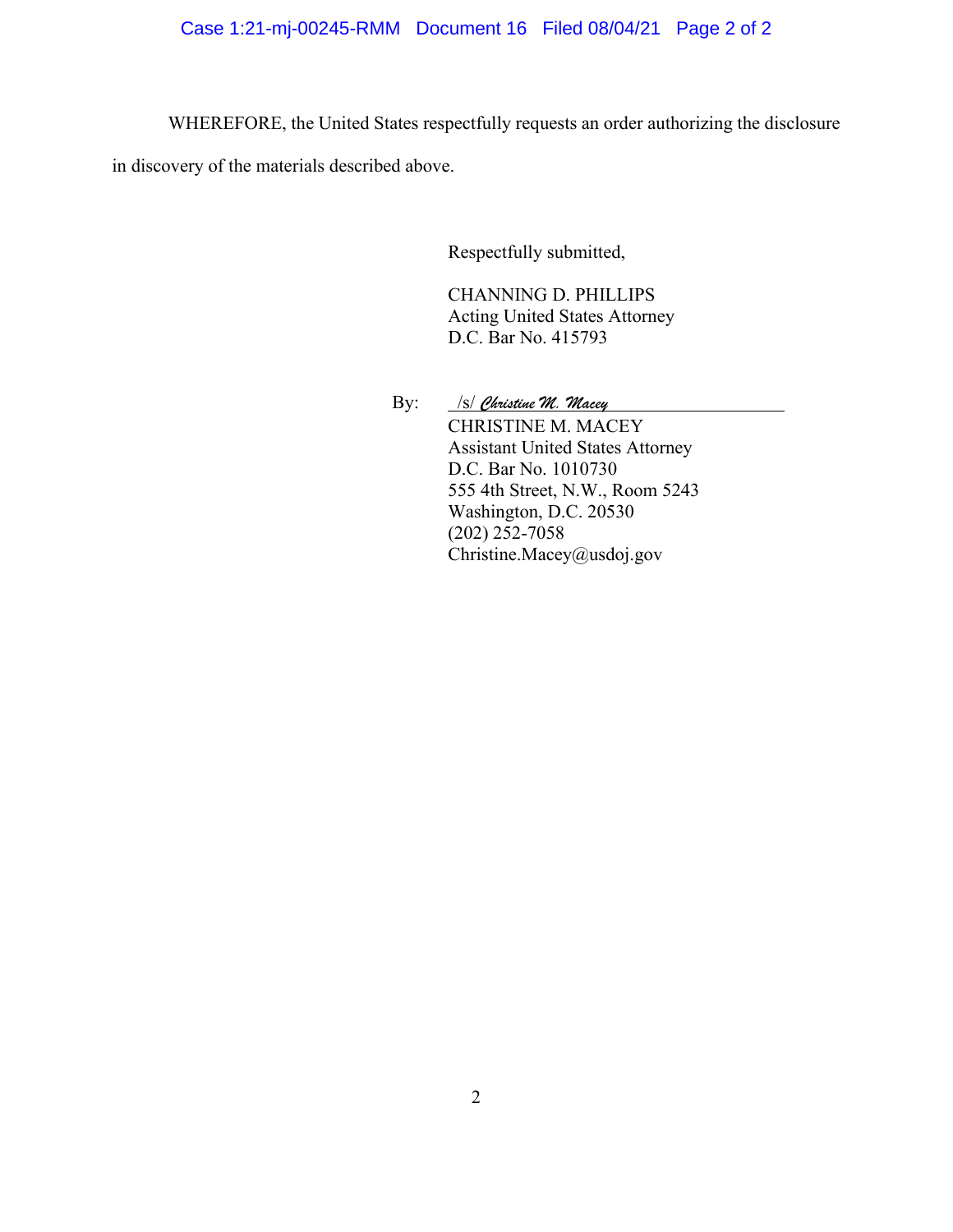WHEREFORE, the United States respectfully requests an order authorizing the disclosure in discovery of the materials described above.

Respectfully submitted,

CHANNING D. PHILLIPS
Acting United States Attorney
D.C. Bar No. 415793

By: /s/ *Christine M. Macey*
CHRISTINE M. MACEY
Assistant United States Attorney
D.C. Bar No. 1010730
555 4th Street, N.W., Room 5243
Washington, D.C. 20530
(202) 252-7058
Christine.Macey@usdoj.gov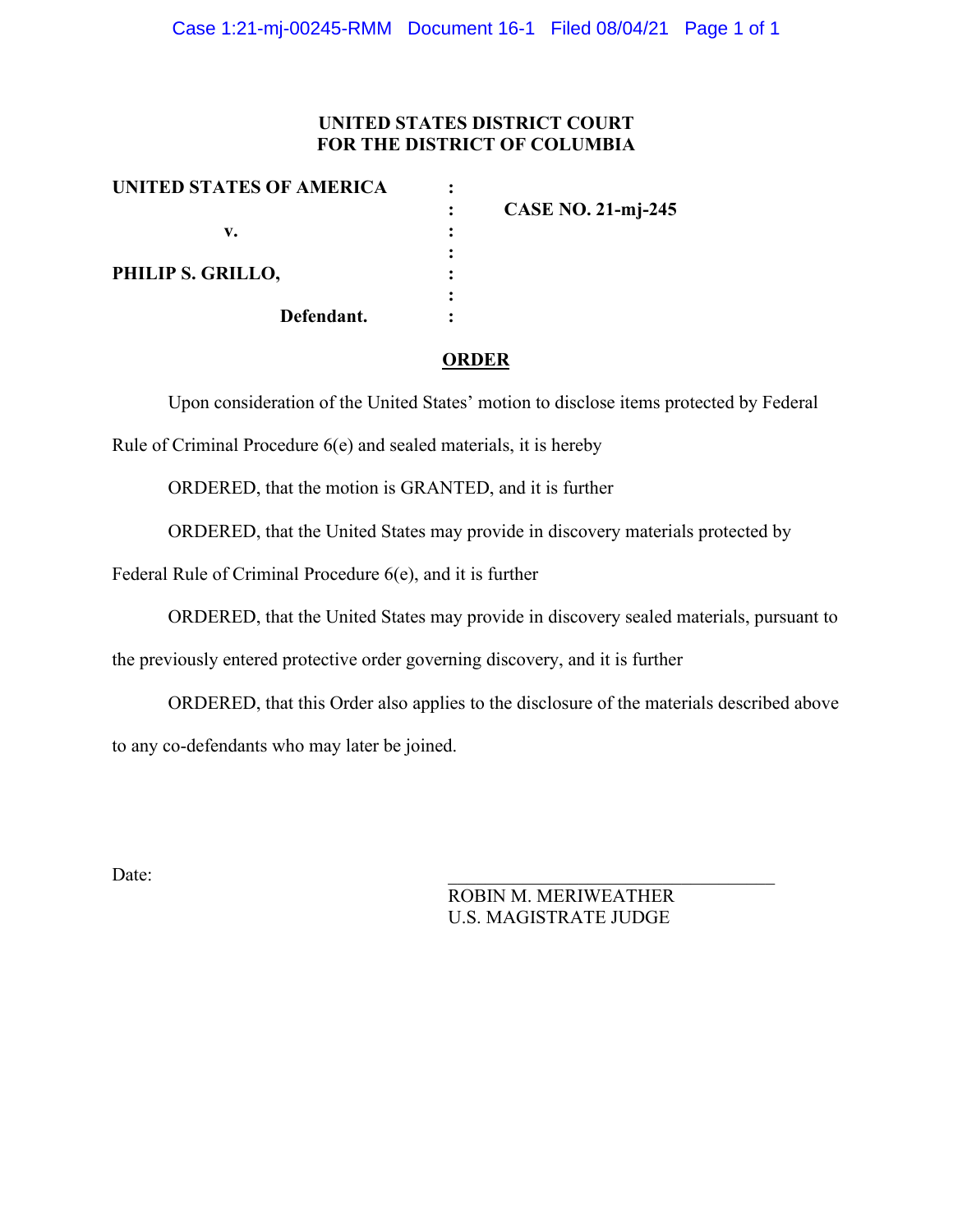**UNITED STATES DISTRICT COURT**
**FOR THE DISTRICT OF COLUMBIA**

| | | |
|---|---|---|
| **UNITED STATES OF AMERICA** | : | |
| | : | **CASE NO. 21-mj-245** |
| **v.** | : | |
| | : | |
| **PHILIP S. GRILLO,** | : | |
| | : | |
| **Defendant.** | : | |

# ORDER

Upon consideration of the United States' motion to disclose items protected by Federal Rule of Criminal Procedure 6(e) and sealed materials, it is hereby

ORDERED, that the motion is GRANTED, and it is further

ORDERED, that the United States may provide in discovery materials protected by Federal Rule of Criminal Procedure 6(e), and it is further

ORDERED, that the United States may provide in discovery sealed materials, pursuant to the previously entered protective order governing discovery, and it is further

ORDERED, that this Order also applies to the disclosure of the materials described above to any co-defendants who may later be joined.

Date:

______________________________
ROBIN M. MERIWEATHER
U.S. MAGISTRATE JUDGE